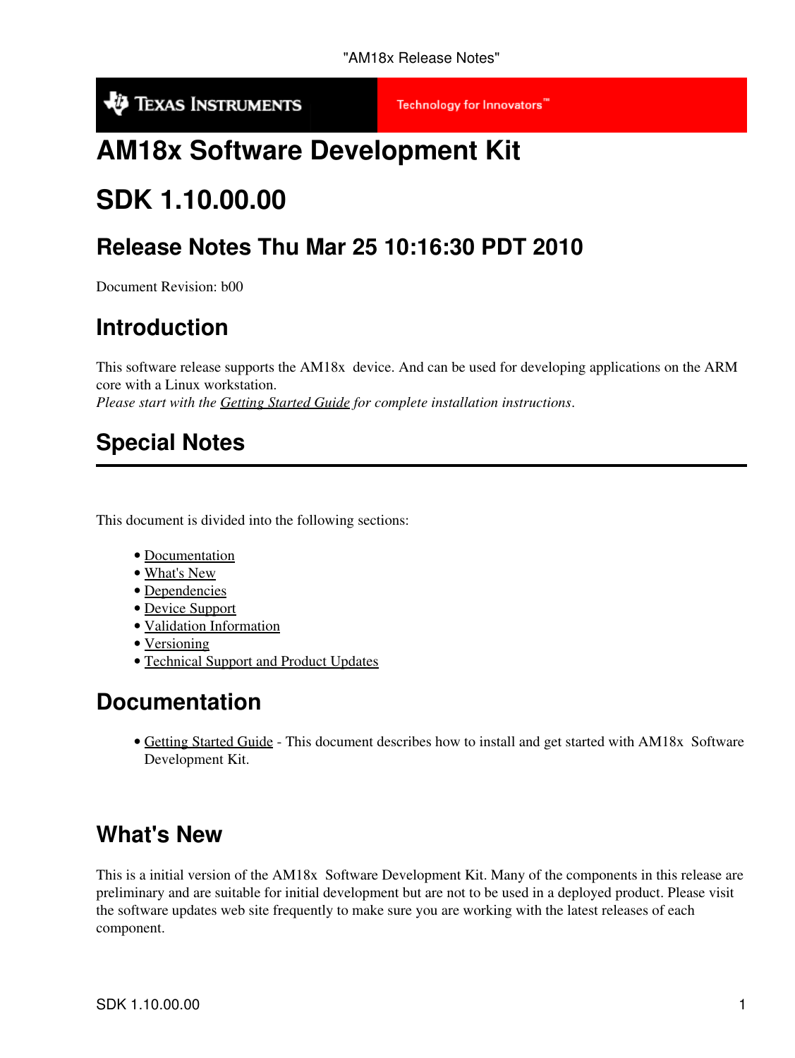# AM18x Software Development Kit

# SDK 1.10.00.00

## Release Notes Thu Mar 25 10:16:30 PDT 2010

Document Revision: b00

## Introduction

This software release supports the AM18x device. And can be used for developing applications on the ARM core with a Linux workstation.
*Please start with the Getting Started Guide for complete installation instructions*.

## Special Notes

---

This document is divided into the following sections:

- Documentation
- What's New
- Dependencies
- Device Support
- Validation Information
- Versioning
- Technical Support and Product Updates

## Documentation

- Getting Started Guide - This document describes how to install and get started with AM18x Software Development Kit.

## What's New

This is a initial version of the AM18x Software Development Kit. Many of the components in this release are preliminary and are suitable for initial development but are not to be used in a deployed product. Please visit the software updates web site frequently to make sure you are working with the latest releases of each component.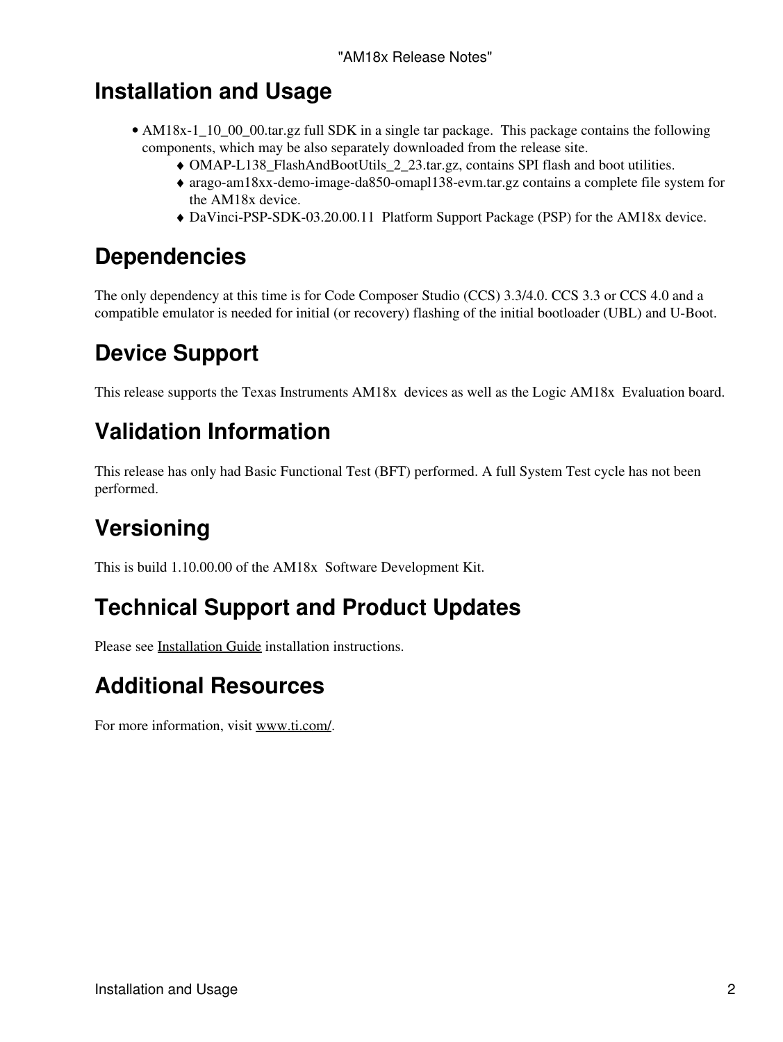## Installation and Usage

- AM18x-1_10_00_00.tar.gz full SDK in a single tar package. This package contains the following components, which may be also separately downloaded from the release site.
  - OMAP-L138_FlashAndBootUtils_2_23.tar.gz, contains SPI flash and boot utilities.
  - arago-am18xx-demo-image-da850-omapl138-evm.tar.gz contains a complete file system for the AM18x device.
  - DaVinci-PSP-SDK-03.20.00.11 Platform Support Package (PSP) for the AM18x device.

## Dependencies

The only dependency at this time is for Code Composer Studio (CCS) 3.3/4.0. CCS 3.3 or CCS 4.0 and a compatible emulator is needed for initial (or recovery) flashing of the initial bootloader (UBL) and U-Boot.

## Device Support

This release supports the Texas Instruments AM18x devices as well as the Logic AM18x Evaluation board.

## Validation Information

This release has only had Basic Functional Test (BFT) performed. A full System Test cycle has not been performed.

## Versioning

This is build 1.10.00.00 of the AM18x Software Development Kit.

## Technical Support and Product Updates

Please see Installation Guide installation instructions.

## Additional Resources

For more information, visit www.ti.com/.